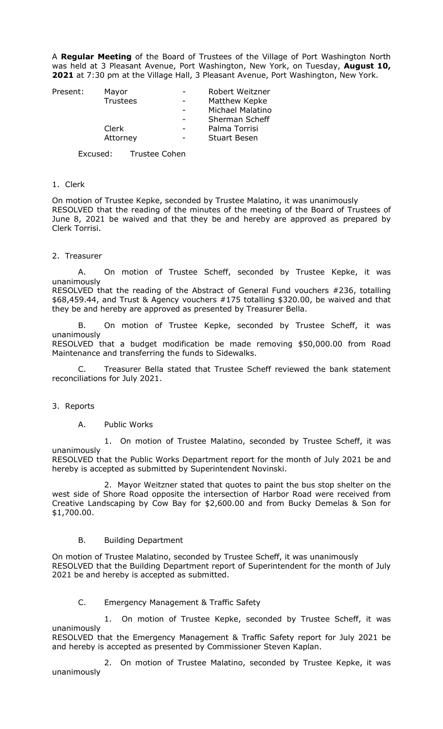A **Regular Meeting** of the Board of Trustees of the Village of Port Washington North was held at 3 Pleasant Avenue, Port Washington, New York, on Tuesday, **August 10, 2021** at 7:30 pm at the Village Hall, 3 Pleasant Avenue, Port Washington, New York.

| Present: | Mayor | - | Robert Weitzner |
|---|---|---|---|
| | Trustees | - | Matthew Kepke |
| | | - | Michael Malatino |
| | | - | Sherman Scheff |
| | Clerk | - | Palma Torrisi |
| | Attorney | - | Stuart Besen |

Excused: Trustee Cohen

1. Clerk

On motion of Trustee Kepke, seconded by Trustee Malatino, it was unanimously RESOLVED that the reading of the minutes of the meeting of the Board of Trustees of June 8, 2021 be waived and that they be and hereby are approved as prepared by Clerk Torrisi.

2. Treasurer

A. On motion of Trustee Scheff, seconded by Trustee Kepke, it was unanimously
RESOLVED that the reading of the Abstract of General Fund vouchers #236, totalling $68,459.44, and Trust & Agency vouchers #175 totalling $320.00, be waived and that they be and hereby are approved as presented by Treasurer Bella.

B. On motion of Trustee Kepke, seconded by Trustee Scheff, it was unanimously
RESOLVED that a budget modification be made removing $50,000.00 from Road Maintenance and transferring the funds to Sidewalks.

C. Treasurer Bella stated that Trustee Scheff reviewed the bank statement reconciliations for July 2021.

3. Reports

A. Public Works

1. On motion of Trustee Malatino, seconded by Trustee Scheff, it was unanimously
RESOLVED that the Public Works Department report for the month of July 2021 be and hereby is accepted as submitted by Superintendent Novinski.

2. Mayor Weitzner stated that quotes to paint the bus stop shelter on the west side of Shore Road opposite the intersection of Harbor Road were received from Creative Landscaping by Cow Bay for $2,600.00 and from Bucky Demelas & Son for $1,700.00.

B. Building Department

On motion of Trustee Malatino, seconded by Trustee Scheff, it was unanimously RESOLVED that the Building Department report of Superintendent for the month of July 2021 be and hereby is accepted as submitted.

C. Emergency Management & Traffic Safety

1. On motion of Trustee Kepke, seconded by Trustee Scheff, it was unanimously
RESOLVED that the Emergency Management & Traffic Safety report for July 2021 be and hereby is accepted as presented by Commissioner Steven Kaplan.

2. On motion of Trustee Malatino, seconded by Trustee Kepke, it was unanimously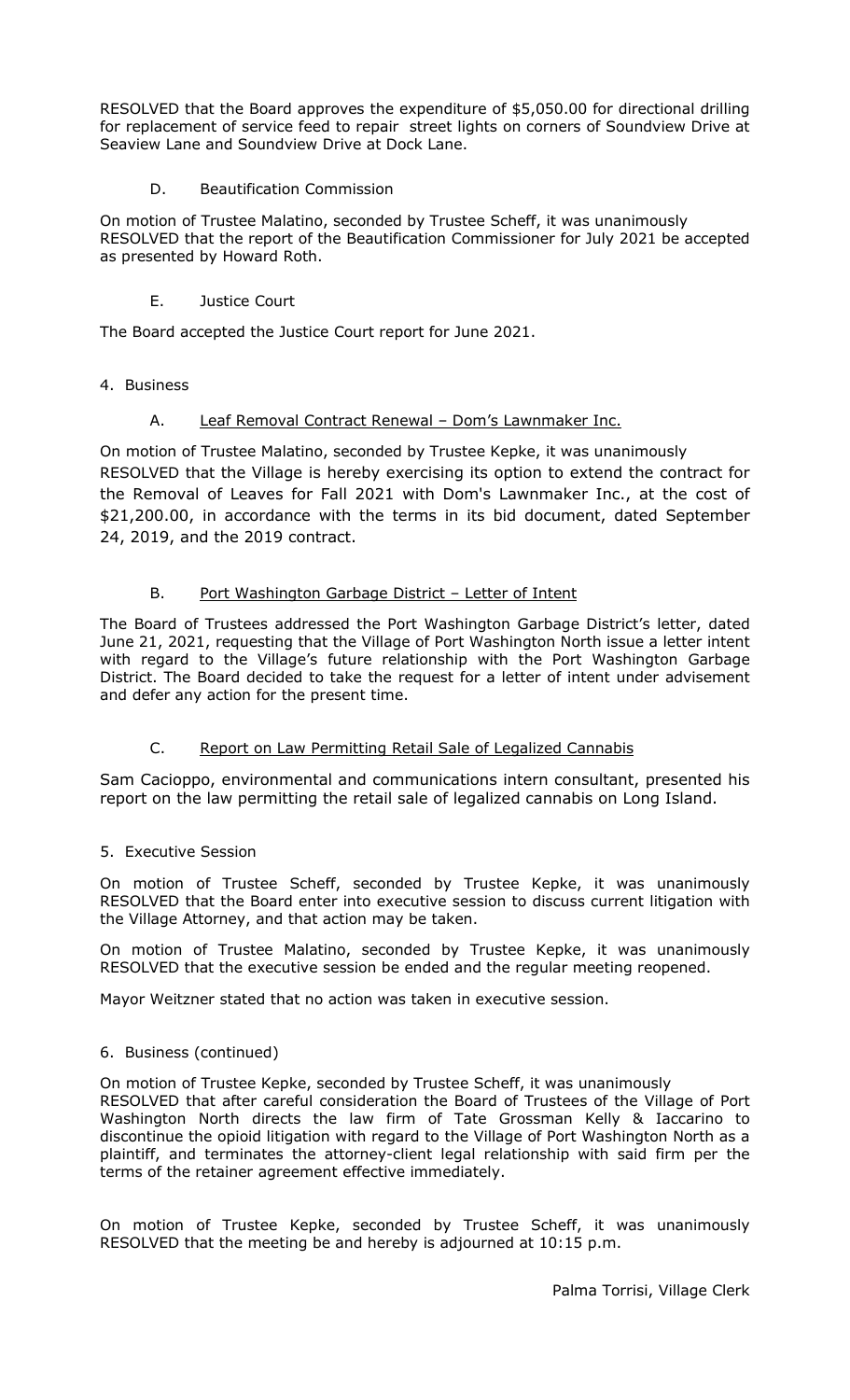RESOLVED that the Board approves the expenditure of $5,050.00 for directional drilling for replacement of service feed to repair street lights on corners of Soundview Drive at Seaview Lane and Soundview Drive at Dock Lane.

D. Beautification Commission

On motion of Trustee Malatino, seconded by Trustee Scheff, it was unanimously RESOLVED that the report of the Beautification Commissioner for July 2021 be accepted as presented by Howard Roth.

E. Justice Court

The Board accepted the Justice Court report for June 2021.

4. Business

A. Leaf Removal Contract Renewal – Dom's Lawnmaker Inc.

On motion of Trustee Malatino, seconded by Trustee Kepke, it was unanimously RESOLVED that the Village is hereby exercising its option to extend the contract for the Removal of Leaves for Fall 2021 with Dom's Lawnmaker Inc., at the cost of $21,200.00, in accordance with the terms in its bid document, dated September 24, 2019, and the 2019 contract.

B. Port Washington Garbage District – Letter of Intent

The Board of Trustees addressed the Port Washington Garbage District's letter, dated June 21, 2021, requesting that the Village of Port Washington North issue a letter intent with regard to the Village's future relationship with the Port Washington Garbage District. The Board decided to take the request for a letter of intent under advisement and defer any action for the present time.

C. Report on Law Permitting Retail Sale of Legalized Cannabis

Sam Cacioppo, environmental and communications intern consultant, presented his report on the law permitting the retail sale of legalized cannabis on Long Island.

5. Executive Session

On motion of Trustee Scheff, seconded by Trustee Kepke, it was unanimously RESOLVED that the Board enter into executive session to discuss current litigation with the Village Attorney, and that action may be taken.

On motion of Trustee Malatino, seconded by Trustee Kepke, it was unanimously RESOLVED that the executive session be ended and the regular meeting reopened.

Mayor Weitzner stated that no action was taken in executive session.

6. Business (continued)

On motion of Trustee Kepke, seconded by Trustee Scheff, it was unanimously RESOLVED that after careful consideration the Board of Trustees of the Village of Port Washington North directs the law firm of Tate Grossman Kelly & Iaccarino to discontinue the opioid litigation with regard to the Village of Port Washington North as a plaintiff, and terminates the attorney-client legal relationship with said firm per the terms of the retainer agreement effective immediately.

On motion of Trustee Kepke, seconded by Trustee Scheff, it was unanimously RESOLVED that the meeting be and hereby is adjourned at 10:15 p.m.

Palma Torrisi, Village Clerk